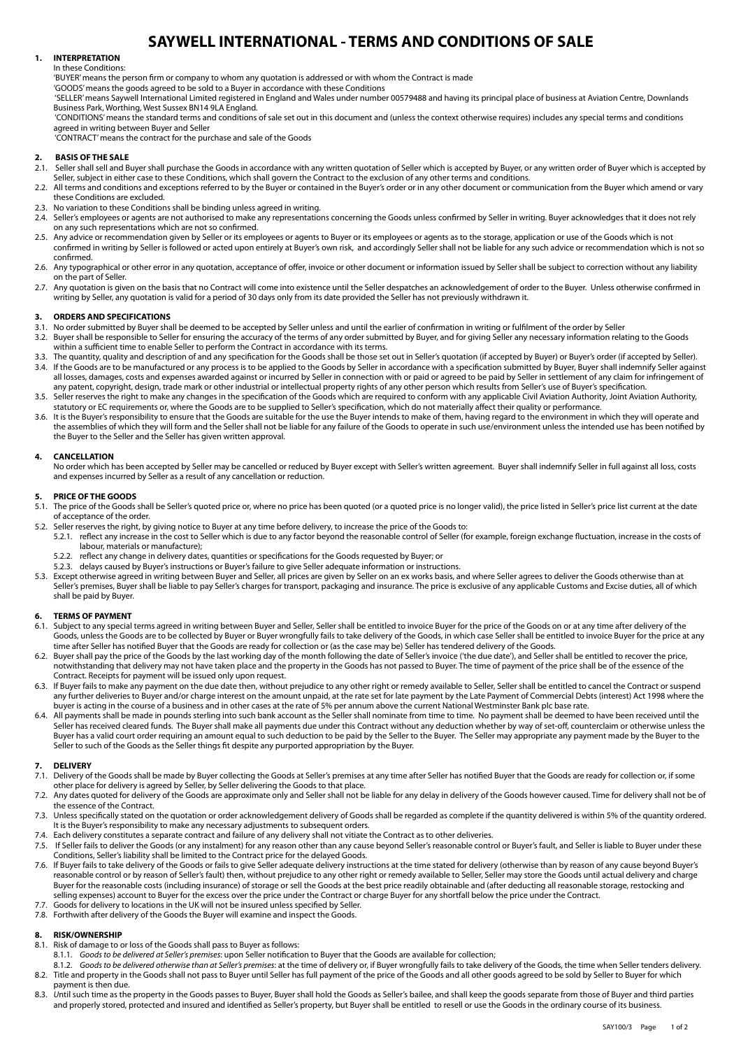# SAYWELL INTERNATIONAL - TERMS AND CONDITIONS OF SALE

## 1. INTERPRETATION

In these Conditions:

'BUYER' means the person firm or company to whom any quotation is addressed or with whom the Contract is made

'GOODS' means the goods agreed to be sold to a Buyer in accordance with these Conditions

'SELLER' means Saywell International Limited registered in England and Wales under number 00579488 and having its principal place of business at Aviation Centre, Downlands Business Park, Worthing, West Sussex BN14 9LA England.

'CONDITIONS' means the standard terms and conditions of sale set out in this document and (unless the context otherwise requires) includes any special terms and conditions agreed in writing between Buyer and Seller

'CONTRACT' means the contract for the purchase and sale of the Goods

## 2. BASIS OF THE SALE

2.1. Seller shall sell and Buyer shall purchase the Goods in accordance with any written quotation of Seller which is accepted by Buyer, or any written order of Buyer which is accepted by Seller, subject in either case to these Conditions, which shall govern the Contract to the exclusion of any other terms and conditions.

2.2. All terms and conditions and exceptions referred to by the Buyer or contained in the Buyer's order or in any other document or communication from the Buyer which amend or vary these Conditions are excluded.

2.3. No variation to these Conditions shall be binding unless agreed in writing.

2.4. Seller's employees or agents are not authorised to make any representations concerning the Goods unless confirmed by Seller in writing. Buyer acknowledges that it does not rely on any such representations which are not so confirmed.

2.5. Any advice or recommendation given by Seller or its employees or agents to Buyer or its employees or agents as to the storage, application or use of the Goods which is not confirmed in writing by Seller is followed or acted upon entirely at Buyer's own risk, and accordingly Seller shall not be liable for any such advice or recommendation which is not so confirmed.

2.6. Any typographical or other error in any quotation, acceptance of offer, invoice or other document or information issued by Seller shall be subject to correction without any liability on the part of Seller.

2.7. Any quotation is given on the basis that no Contract will come into existence until the Seller despatches an acknowledgement of order to the Buyer. Unless otherwise confirmed in writing by Seller, any quotation is valid for a period of 30 days only from its date provided the Seller has not previously withdrawn it.

## 3. ORDERS AND SPECIFICATIONS

3.1. No order submitted by Buyer shall be deemed to be accepted by Seller unless and until the earlier of confirmation in writing or fulfilment of the order by Seller

3.2. Buyer shall be responsible to Seller for ensuring the accuracy of the terms of any order submitted by Buyer, and for giving Seller any necessary information relating to the Goods within a sufficient time to enable Seller to perform the Contract in accordance with its terms.

3.3. The quantity, quality and description of and any specification for the Goods shall be those set out in Seller's quotation (if accepted by Buyer) or Buyer's order (if accepted by Seller).

3.4. If the Goods are to be manufactured or any process is to be applied to the Goods by Seller in accordance with a specification submitted by Buyer, Buyer shall indemnify Seller against all losses, damages, costs and expenses awarded against or incurred by Seller in connection with or paid or agreed to be paid by Seller in settlement of any claim for infringement of any patent, copyright, design, trade mark or other industrial or intellectual property rights of any other person which results from Seller's use of Buyer's specification.

3.5. Seller reserves the right to make any changes in the specification of the Goods which are required to conform with any applicable Civil Aviation Authority, Joint Aviation Authority, statutory or EC requirements or, where the Goods are to be supplied to Seller's specification, which do not materially affect their quality or performance.

3.6. It is the Buyer's responsibility to ensure that the Goods are suitable for the use the Buyer intends to make of them, having regard to the environment in which they will operate and the assemblies of which they will form and the Seller shall not be liable for any failure of the Goods to operate in such use/environment unless the intended use has been notified by the Buyer to the Seller and the Seller has given written approval.

## 4. CANCELLATION

No order which has been accepted by Seller may be cancelled or reduced by Buyer except with Seller's written agreement. Buyer shall indemnify Seller in full against all loss, costs and expenses incurred by Seller as a result of any cancellation or reduction.

## 5. PRICE OF THE GOODS

5.1. The price of the Goods shall be Seller's quoted price or, where no price has been quoted (or a quoted price is no longer valid), the price listed in Seller's price list current at the date of acceptance of the order.

5.2. Seller reserves the right, by giving notice to Buyer at any time before delivery, to increase the price of the Goods to:

- 5.2.1. reflect any increase in the cost to Seller which is due to any factor beyond the reasonable control of Seller (for example, foreign exchange fluctuation, increase in the costs of labour, materials or manufacture);
- 5.2.2. reflect any change in delivery dates, quantities or specifications for the Goods requested by Buyer; or
- 5.2.3. delays caused by Buyer's instructions or Buyer's failure to give Seller adequate information or instructions.

5.3. Except otherwise agreed in writing between Buyer and Seller, all prices are given by Seller on an ex works basis, and where Seller agrees to deliver the Goods otherwise than at Seller's premises, Buyer shall be liable to pay Seller's charges for transport, packaging and insurance. The price is exclusive of any applicable Customs and Excise duties, all of which shall be paid by Buyer.

## 6. TERMS OF PAYMENT

6.1. Subject to any special terms agreed in writing between Buyer and Seller, Seller shall be entitled to invoice Buyer for the price of the Goods on or at any time after delivery of the Goods, unless the Goods are to be collected by Buyer or Buyer wrongfully fails to take delivery of the Goods, in which case Seller shall be entitled to invoice Buyer for the price at any time after Seller has notified Buyer that the Goods are ready for collection or (as the case may be) Seller has tendered delivery of the Goods.

6.2. Buyer shall pay the price of the Goods by the last working day of the month following the date of Seller's invoice ('the due date'), and Seller shall be entitled to recover the price, notwithstanding that delivery may not have taken place and the property in the Goods has not passed to Buyer. The time of payment of the price shall be of the essence of the Contract. Receipts for payment will be issued only upon request.

6.3. If Buyer fails to make any payment on the due date then, without prejudice to any other right or remedy available to Seller, Seller shall be entitled to cancel the Contract or suspend any further deliveries to Buyer and/or charge interest on the amount unpaid, at the rate set for late payment by the Late Payment of Commercial Debts (interest) Act 1998 where the buyer is acting in the course of a business and in other cases at the rate of 5% per annum above the current National Westminster Bank plc base rate.

6.4. All payments shall be made in pounds sterling into such bank account as the Seller shall nominate from time to time. No payment shall be deemed to have been received until the Seller has received cleared funds. The Buyer shall make all payments due under this Contract without any deduction whether by way of set-off, counterclaim or otherwise unless the Buyer has a valid court order requiring an amount equal to such deduction to be paid by the Seller to the Buyer. The Seller may appropriate any payment made by the Buyer to the Seller to such of the Goods as the Seller things fit despite any purported appropriation by the Buyer.

## 7. DELIVERY

7.1. Delivery of the Goods shall be made by Buyer collecting the Goods at Seller's premises at any time after Seller has notified Buyer that the Goods are ready for collection or, if some other place for delivery is agreed by Seller, by Seller delivering the Goods to that place.

7.2. Any dates quoted for delivery of the Goods are approximate only and Seller shall not be liable for any delay in delivery of the Goods however caused. Time for delivery shall not be of the essence of the Contract.

7.3. Unless specifically stated on the quotation or order acknowledgement delivery of Goods shall be regarded as complete if the quantity delivered is within 5% of the quantity ordered. It is the Buyer's responsibility to make any necessary adjustments to subsequent orders.

7.4. Each delivery constitutes a separate contract and failure of any delivery shall not vitiate the Contract as to other deliveries.

7.5. If Seller fails to deliver the Goods (or any instalment) for any reason other than any cause beyond Seller's reasonable control or Buyer's fault, and Seller is liable to Buyer under these Conditions, Seller's liability shall be limited to the Contract price for the delayed Goods.

7.6. If Buyer fails to take delivery of the Goods or fails to give Seller adequate delivery instructions at the time stated for delivery (otherwise than by reason of any cause beyond Buyer's reasonable control or by reason of Seller's fault) then, without prejudice to any other right or remedy available to Seller, Seller may store the Goods until actual delivery and charge Buyer for the reasonable costs (including insurance) of storage or sell the Goods at the best price readily obtainable and (after deducting all reasonable storage, restocking and selling expenses) account to Buyer for the excess over the price under the Contract or charge Buyer for any shortfall below the price under the Contract.

7.7. Goods for delivery to locations in the UK will not be insured unless specified by Seller.

7.8. Forthwith after delivery of the Goods the Buyer will examine and inspect the Goods.

## 8. RISK/OWNERSHIP

8.1. Risk of damage to or loss of the Goods shall pass to Buyer as follows:

- 8.1.1. *Goods to be delivered at Seller's premises*: upon Seller notification to Buyer that the Goods are available for collection;
- 8.1.2. *Goods to be delivered otherwise than at Seller's premises*: at the time of delivery or, if Buyer wrongfully fails to take delivery of the Goods, the time when Seller tenders delivery.

8.2. Title and property in the Goods shall not pass to Buyer until Seller has full payment of the price of the Goods and all other goods agreed to be sold by Seller to Buyer for which payment is then due.

8.3. Until such time as the property in the Goods passes to Buyer, Buyer shall hold the Goods as Seller's bailee, and shall keep the goods separate from those of Buyer and third parties and properly stored, protected and insured and identified as Seller's property, but Buyer shall be entitled to resell or use the Goods in the ordinary course of its business.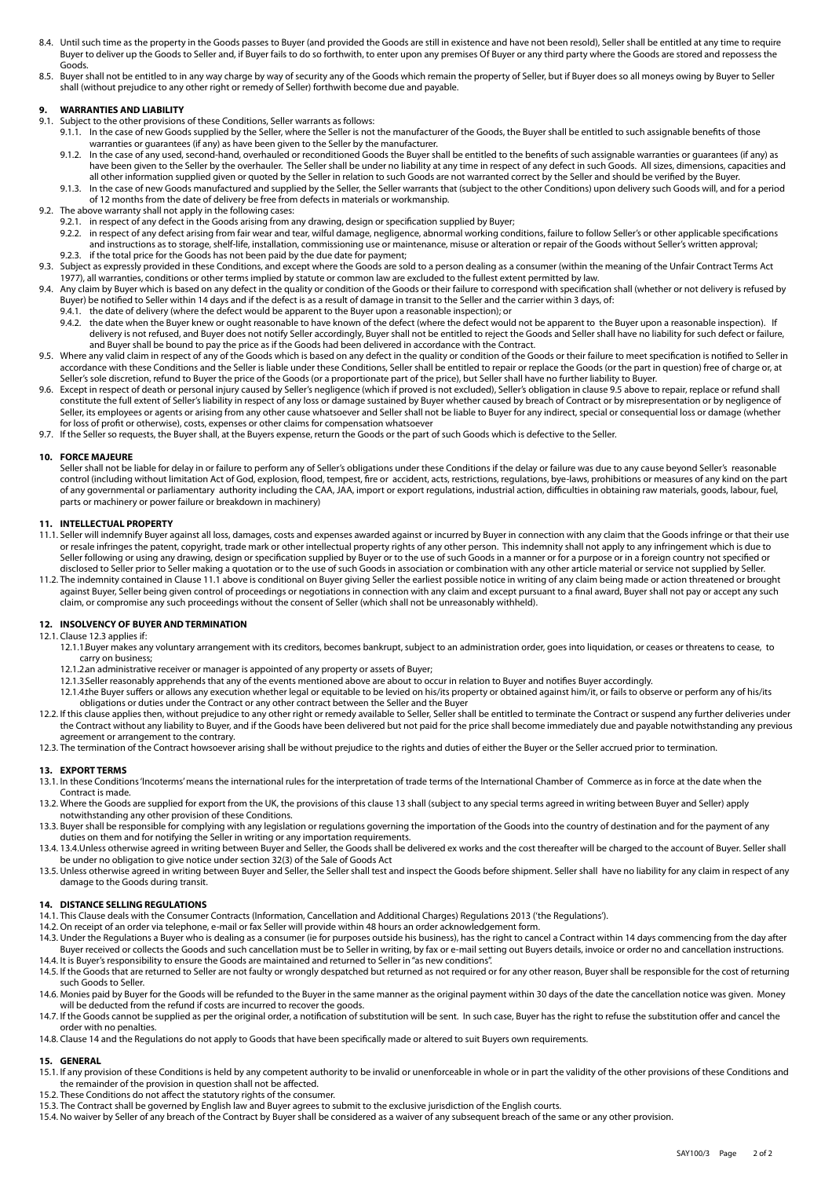8.4. Until such time as the property in the Goods passes to Buyer (and provided the Goods are still in existence and have not been resold), Seller shall be entitled at any time to require Buyer to deliver up the Goods to Seller and, if Buyer fails to do so forthwith, to enter upon any premises Of Buyer or any third party where the Goods are stored and repossess the Goods.

8.5. Buyer shall not be entitled to in any way charge by way of security any of the Goods which remain the property of Seller, but if Buyer does so all moneys owing by Buyer to Seller shall (without prejudice to any other right or remedy of Seller) forthwith become due and payable.

## 9. WARRANTIES AND LIABILITY

9.1. Subject to the other provisions of these Conditions, Seller warrants as follows:

9.1.1. In the case of new Goods supplied by the Seller, where the Seller is not the manufacturer of the Goods, the Buyer shall be entitled to such assignable benefits of those warranties or guarantees (if any) as have been given to the Seller by the manufacturer.

9.1.2. In the case of any used, second-hand, overhauled or reconditioned Goods the Buyer shall be entitled to the benefits of such assignable warranties or guarantees (if any) as have been given to the Seller by the overhauler. The Seller shall be under no liability at any time in respect of any defect in such Goods. All sizes, dimensions, capacities and all other information supplied given or quoted by the Seller in relation to such Goods are not warranted correct by the Seller and should be verified by the Buyer.

9.1.3. In the case of new Goods manufactured and supplied by the Seller, the Seller warrants that (subject to the other Conditions) upon delivery such Goods will, and for a period of 12 months from the date of delivery be free from defects in materials or workmanship.

9.2. The above warranty shall not apply in the following cases:

9.2.1. in respect of any defect in the Goods arising from any drawing, design or specification supplied by Buyer;

9.2.2. in respect of any defect arising from fair wear and tear, wilful damage, negligence, abnormal working conditions, failure to follow Seller's or other applicable specifications and instructions as to storage, shelf-life, installation, commissioning use or maintenance, misuse or alteration or repair of the Goods without Seller's written approval;

9.2.3. if the total price for the Goods has not been paid by the due date for payment;

9.3. Subject as expressly provided in these Conditions, and except where the Goods are sold to a person dealing as a consumer (within the meaning of the Unfair Contract Terms Act 1977), all warranties, conditions or other terms implied by statute or common law are excluded to the fullest extent permitted by law.

9.4. Any claim by Buyer which is based on any defect in the quality or condition of the Goods or their failure to correspond with specification shall (whether or not delivery is refused by Buyer) be notified to Seller within 14 days and if the defect is as a result of damage in transit to the Seller and the carrier within 3 days, of:

9.4.1. the date of delivery (where the defect would be apparent to the Buyer upon a reasonable inspection); or

9.4.2. the date when the Buyer knew or ought reasonable to have known of the defect (where the defect would not be apparent to the Buyer upon a reasonable inspection). If delivery is not refused, and Buyer does not notify Seller accordingly, Buyer shall not be entitled to reject the Goods and Seller shall have no liability for such defect or failure, and Buyer shall be bound to pay the price as if the Goods had been delivered in accordance with the Contract.

9.5. Where any valid claim in respect of any of the Goods which is based on any defect in the quality or condition of the Goods or their failure to meet specification is notified to Seller in accordance with these Conditions and the Seller is liable under these Conditions, Seller shall be entitled to repair or replace the Goods (or the part in question) free of charge or, at Seller's sole discretion, refund to Buyer the price of the Goods (or a proportionate part of the price), but Seller shall have no further liability to Buyer.

9.6. Except in respect of death or personal injury caused by Seller's negligence (which if proved is not excluded), Seller's obligation in clause 9.5 above to repair, replace or refund shall constitute the full extent of Seller's liability in respect of any loss or damage sustained by Buyer whether caused by breach of Contract or by misrepresentation or by negligence of Seller, its employees or agents or arising from any other cause whatsoever and Seller shall not be liable to Buyer for any indirect, special or consequential loss or damage (whether for loss of profit or otherwise), costs, expenses or other claims for compensation whatsoever

9.7. If the Seller so requests, the Buyer shall, at the Buyers expense, return the Goods or the part of such Goods which is defective to the Seller.

## 10. FORCE MAJEURE

Seller shall not be liable for delay in or failure to perform any of Seller's obligations under these Conditions if the delay or failure was due to any cause beyond Seller's reasonable control (including without limitation Act of God, explosion, flood, tempest, fire or accident, acts, restrictions, regulations, bye-laws, prohibitions or measures of any kind on the part of any governmental or parliamentary authority including the CAA, JAA, import or export regulations, industrial action, difficulties in obtaining raw materials, goods, labour, fuel, parts or machinery or power failure or breakdown in machinery)

## 11. INTELLECTUAL PROPERTY

11.1. Seller will indemnify Buyer against all loss, damages, costs and expenses awarded against or incurred by Buyer in connection with any claim that the Goods infringe or that their use or resale infringes the patent, copyright, trade mark or other intellectual property rights of any other person. This indemnity shall not apply to any infringement which is due to Seller following or using any drawing, design or specification supplied by Buyer or to the use of such Goods in a manner or for a purpose or in a foreign country not specified or disclosed to Seller prior to Seller making a quotation or to the use of such Goods in association or combination with any other article material or service not supplied by Seller.

11.2. The indemnity contained in Clause 11.1 above is conditional on Buyer giving Seller the earliest possible notice in writing of any claim being made or action threatened or brought against Buyer, Seller being given control of proceedings or negotiations in connection with any claim and except pursuant to a final award, Buyer shall not pay or accept any such claim, or compromise any such proceedings without the consent of Seller (which shall not be unreasonably withheld).

## 12. INSOLVENCY OF BUYER AND TERMINATION

12.1. Clause 12.3 applies if:

12.1.1 Buyer makes any voluntary arrangement with its creditors, becomes bankrupt, subject to an administration order, goes into liquidation, or ceases or threatens to cease, to carry on business;

12.1.2 an administrative receiver or manager is appointed of any property or assets of Buyer;

12.1.3 Seller reasonably apprehends that any of the events mentioned above are about to occur in relation to Buyer and notifies Buyer accordingly.

12.1.4 the Buyer suffers or allows any execution whether legal or equitable to be levied on his/its property or obtained against him/it, or fails to observe or perform any of his/its obligations or duties under the Contract or any other contract between the Seller and the Buyer

12.2. If this clause applies then, without prejudice to any other right or remedy available to Seller, Seller shall be entitled to terminate the Contract or suspend any further deliveries under the Contract without any liability to Buyer, and if the Goods have been delivered but not paid for the price shall become immediately due and payable notwithstanding any previous agreement or arrangement to the contrary.

12.3. The termination of the Contract howsoever arising shall be without prejudice to the rights and duties of either the Buyer or the Seller accrued prior to termination.

## 13. EXPORT TERMS

13.1. In these Conditions 'Incoterms' means the international rules for the interpretation of trade terms of the International Chamber of Commerce as in force at the date when the Contract is made.

13.2. Where the Goods are supplied for export from the UK, the provisions of this clause 13 shall (subject to any special terms agreed in writing between Buyer and Seller) apply notwithstanding any other provision of these Conditions.

13.3. Buyer shall be responsible for complying with any legislation or regulations governing the importation of the Goods into the country of destination and for the payment of any duties on them and for notifying the Seller in writing or any importation requirements.

13.4. 13.4.Unless otherwise agreed in writing between Buyer and Seller, the Goods shall be delivered ex works and the cost thereafter will be charged to the account of Buyer. Seller shall be under no obligation to give notice under section 32(3) of the Sale of Goods Act

13.5. Unless otherwise agreed in writing between Buyer and Seller, the Seller shall test and inspect the Goods before shipment. Seller shall have no liability for any claim in respect of any damage to the Goods during transit.

## 14. DISTANCE SELLING REGULATIONS

14.1. This Clause deals with the Consumer Contracts (Information, Cancellation and Additional Charges) Regulations 2013 ('the Regulations').

14.2. On receipt of an order via telephone, e-mail or fax Seller will provide within 48 hours an order acknowledgement form.

14.3. Under the Regulations a Buyer who is dealing as a consumer (ie for purposes outside his business), has the right to cancel a Contract within 14 days commencing from the day after Buyer received or collects the Goods and such cancellation must be to Seller in writing, by fax or e-mail setting out Buyers details, invoice or order no and cancellation instructions.

14.4. It is Buyer's responsibility to ensure the Goods are maintained and returned to Seller in "as new conditions".

14.5. If the Goods that are returned to Seller are not faulty or wrongly despatched but returned as not required or for any other reason, Buyer shall be responsible for the cost of returning such Goods to Seller.

14.6. Monies paid by Buyer for the Goods will be refunded to the Buyer in the same manner as the original payment within 30 days of the date the cancellation notice was given. Money will be deducted from the refund if costs are incurred to recover the goods.

14.7. If the Goods cannot be supplied as per the original order, a notification of substitution will be sent. In such case, Buyer has the right to refuse the substitution offer and cancel the order with no penalties.

14.8. Clause 14 and the Regulations do not apply to Goods that have been specifically made or altered to suit Buyers own requirements.

## 15. GENERAL

15.1. If any provision of these Conditions is held by any competent authority to be invalid or unenforceable in whole or in part the validity of the other provisions of these Conditions and the remainder of the provision in question shall not be affected.

15.2. These Conditions do not affect the statutory rights of the consumer.

15.3. The Contract shall be governed by English law and Buyer agrees to submit to the exclusive jurisdiction of the English courts.

15.4. No waiver by Seller of any breach of the Contract by Buyer shall be considered as a waiver of any subsequent breach of the same or any other provision.

SAY100/3